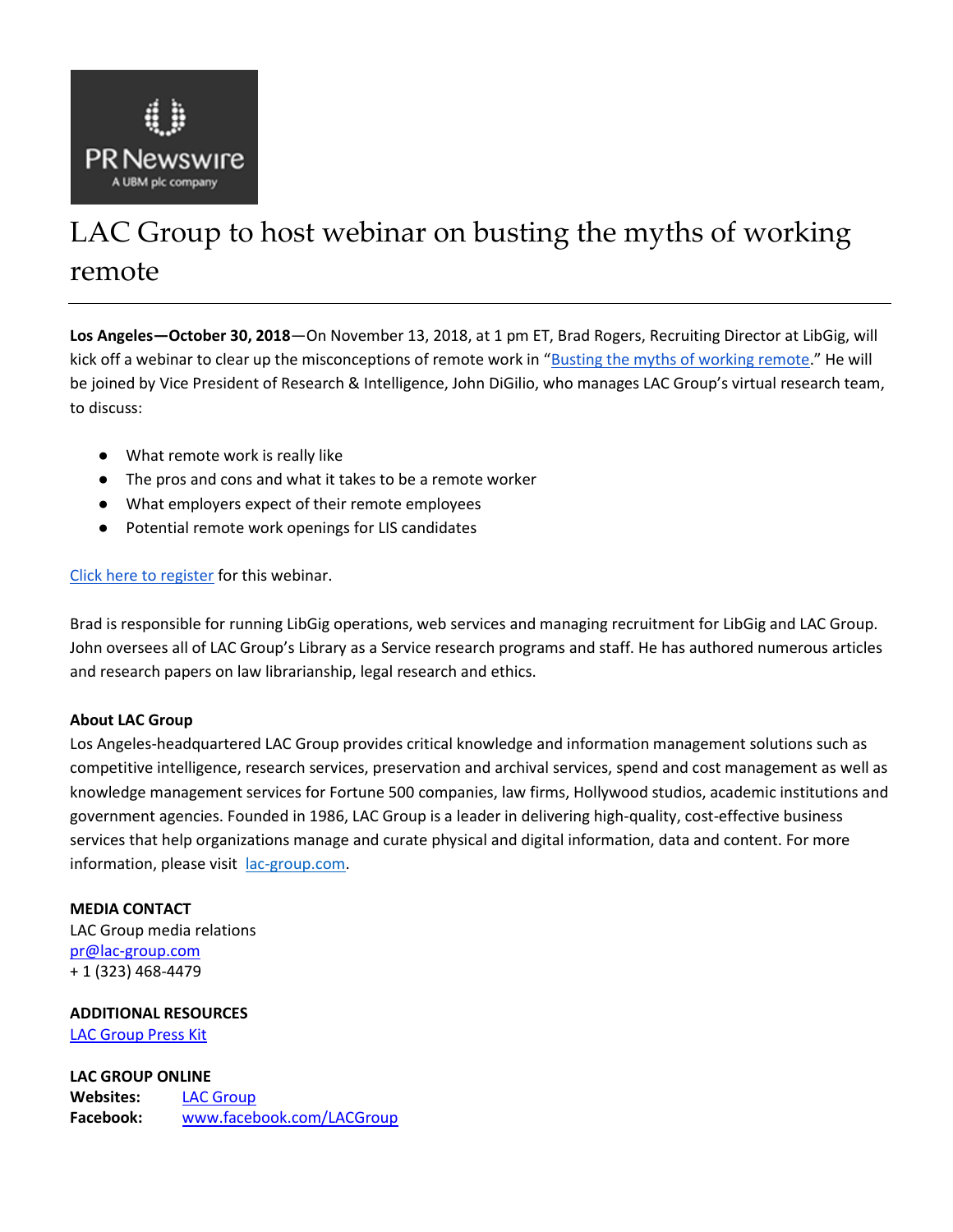# LAC Group to host webinar on busting the myths of working remote

**Los Angeles—October 30, 2018**—On November 13, 2018, at 1 pm ET, Brad Rogers, Recruiting Director at LibGig, will kick off a webinar to clear up the misconceptions of remote work in "Busting the myths of working remote." He will be joined by Vice President of Research & Intelligence, John DiGilio, who manages LAC Group's virtual research team, to discuss:

- What remote work is really like
- The pros and cons and what it takes to be a remote worker
- What employers expect of their remote employees
- Potential remote work openings for LIS candidates

Click here to register for this webinar.

Brad is responsible for running LibGig operations, web services and managing recruitment for LibGig and LAC Group. John oversees all of LAC Group's Library as a Service research programs and staff. He has authored numerous articles and research papers on law librarianship, legal research and ethics.

**About LAC Group**

Los Angeles-headquartered LAC Group provides critical knowledge and information management solutions such as competitive intelligence, research services, preservation and archival services, spend and cost management as well as knowledge management services for Fortune 500 companies, law firms, Hollywood studios, academic institutions and government agencies. Founded in 1986, LAC Group is a leader in delivering high-quality, cost-effective business services that help organizations manage and curate physical and digital information, data and content. For more information, please visit lac-group.com.

**MEDIA CONTACT**

LAC Group media relations
pr@lac-group.com
+ 1 (323) 468-4479

**ADDITIONAL RESOURCES**

LAC Group Press Kit

**LAC GROUP ONLINE**

**Websites:** LAC Group
**Facebook:** www.facebook.com/LACGroup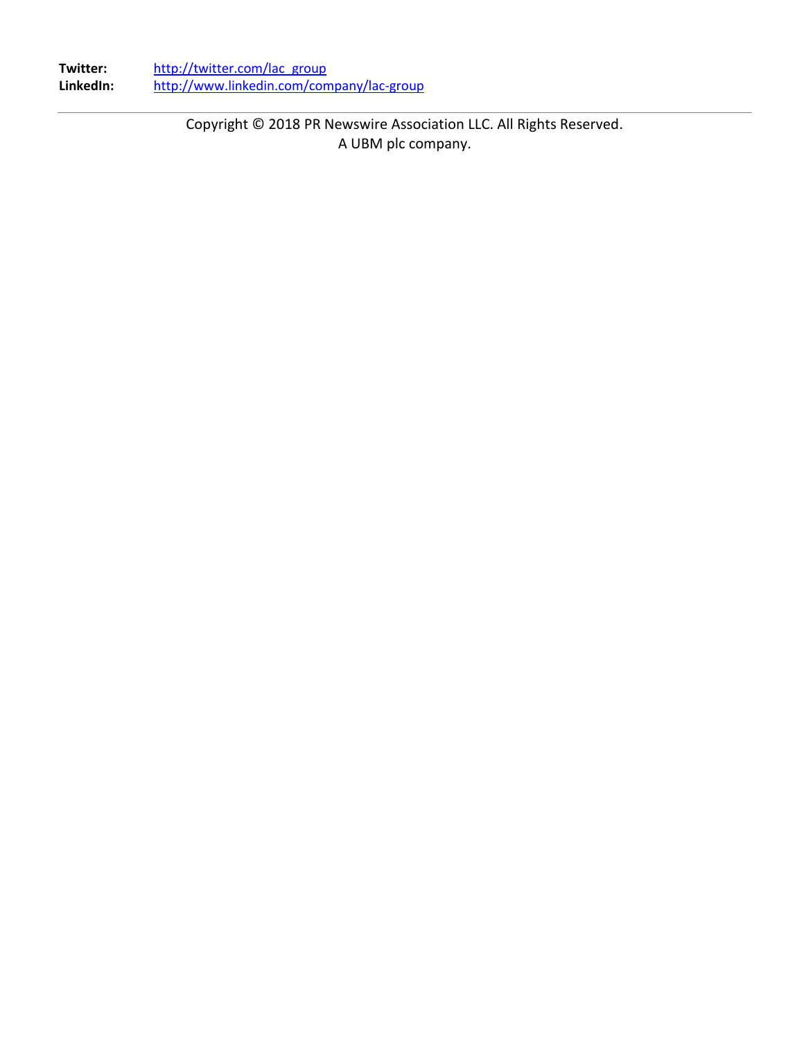**Twitter:** http://twitter.com/lac_group
**LinkedIn:** http://www.linkedin.com/company/lac-group

---

Copyright © 2018 PR Newswire Association LLC. All Rights Reserved.
A UBM plc company.